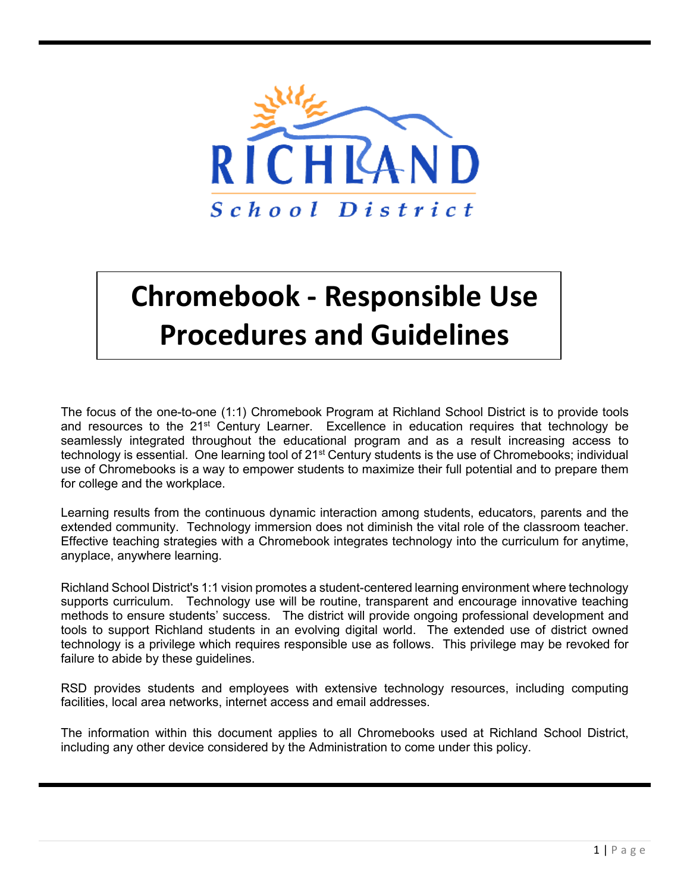RICHLAND

School District

# Chromebook - Responsible Use Procedures and Guidelines

The focus of the one-to-one (1:1) Chromebook Program at Richland School District is to provide tools and resources to the 21st Century Learner. Excellence in education requires that technology be seamlessly integrated throughout the educational program and as a result increasing access to technology is essential. One learning tool of 21st Century students is the use of Chromebooks; individual use of Chromebooks is a way to empower students to maximize their full potential and to prepare them for college and the workplace.

Learning results from the continuous dynamic interaction among students, educators, parents and the extended community. Technology immersion does not diminish the vital role of the classroom teacher. Effective teaching strategies with a Chromebook integrates technology into the curriculum for anytime, anyplace, anywhere learning.

Richland School District's 1:1 vision promotes a student-centered learning environment where technology supports curriculum. Technology use will be routine, transparent and encourage innovative teaching methods to ensure students' success. The district will provide ongoing professional development and tools to support Richland students in an evolving digital world. The extended use of district owned technology is a privilege which requires responsible use as follows. This privilege may be revoked for failure to abide by these guidelines.

RSD provides students and employees with extensive technology resources, including computing facilities, local area networks, internet access and email addresses.

The information within this document applies to all Chromebooks used at Richland School District, including any other device considered by the Administration to come under this policy.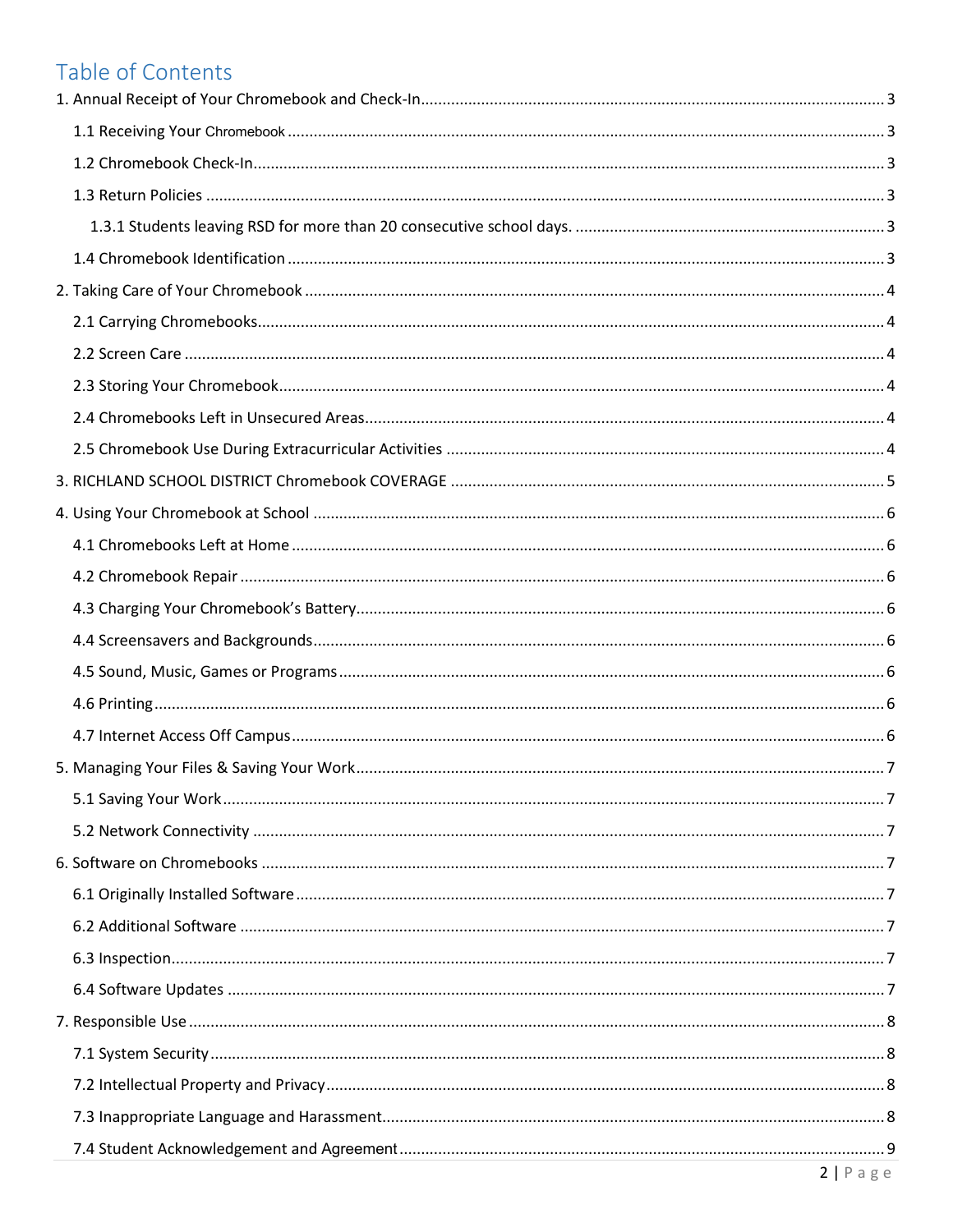# Table of Contents

1. Annual Receipt of Your Chromebook and Check-In ........ 3
   - 1.1 Receiving Your Chromebook ........ 3
   - 1.2 Chromebook Check-In ........ 3
   - 1.3 Return Policies ........ 3
     - 1.3.1 Students leaving RSD for more than 20 consecutive school days. ........ 3
   - 1.4 Chromebook Identification ........ 3
2. Taking Care of Your Chromebook ........ 4
   - 2.1 Carrying Chromebooks ........ 4
   - 2.2 Screen Care ........ 4
   - 2.3 Storing Your Chromebook ........ 4
   - 2.4 Chromebooks Left in Unsecured Areas ........ 4
   - 2.5 Chromebook Use During Extracurricular Activities ........ 4
3. RICHLAND SCHOOL DISTRICT Chromebook COVERAGE ........ 5
4. Using Your Chromebook at School ........ 6
   - 4.1 Chromebooks Left at Home ........ 6
   - 4.2 Chromebook Repair ........ 6
   - 4.3 Charging Your Chromebook's Battery ........ 6
   - 4.4 Screensavers and Backgrounds ........ 6
   - 4.5 Sound, Music, Games or Programs ........ 6
   - 4.6 Printing ........ 6
   - 4.7 Internet Access Off Campus ........ 6
5. Managing Your Files & Saving Your Work ........ 7
   - 5.1 Saving Your Work ........ 7
   - 5.2 Network Connectivity ........ 7
6. Software on Chromebooks ........ 7
   - 6.1 Originally Installed Software ........ 7
   - 6.2 Additional Software ........ 7
   - 6.3 Inspection ........ 7
   - 6.4 Software Updates ........ 7
7. Responsible Use ........ 8
   - 7.1 System Security ........ 8
   - 7.2 Intellectual Property and Privacy ........ 8
   - 7.3 Inappropriate Language and Harassment ........ 8
   - 7.4 Student Acknowledgement and Agreement ........ 9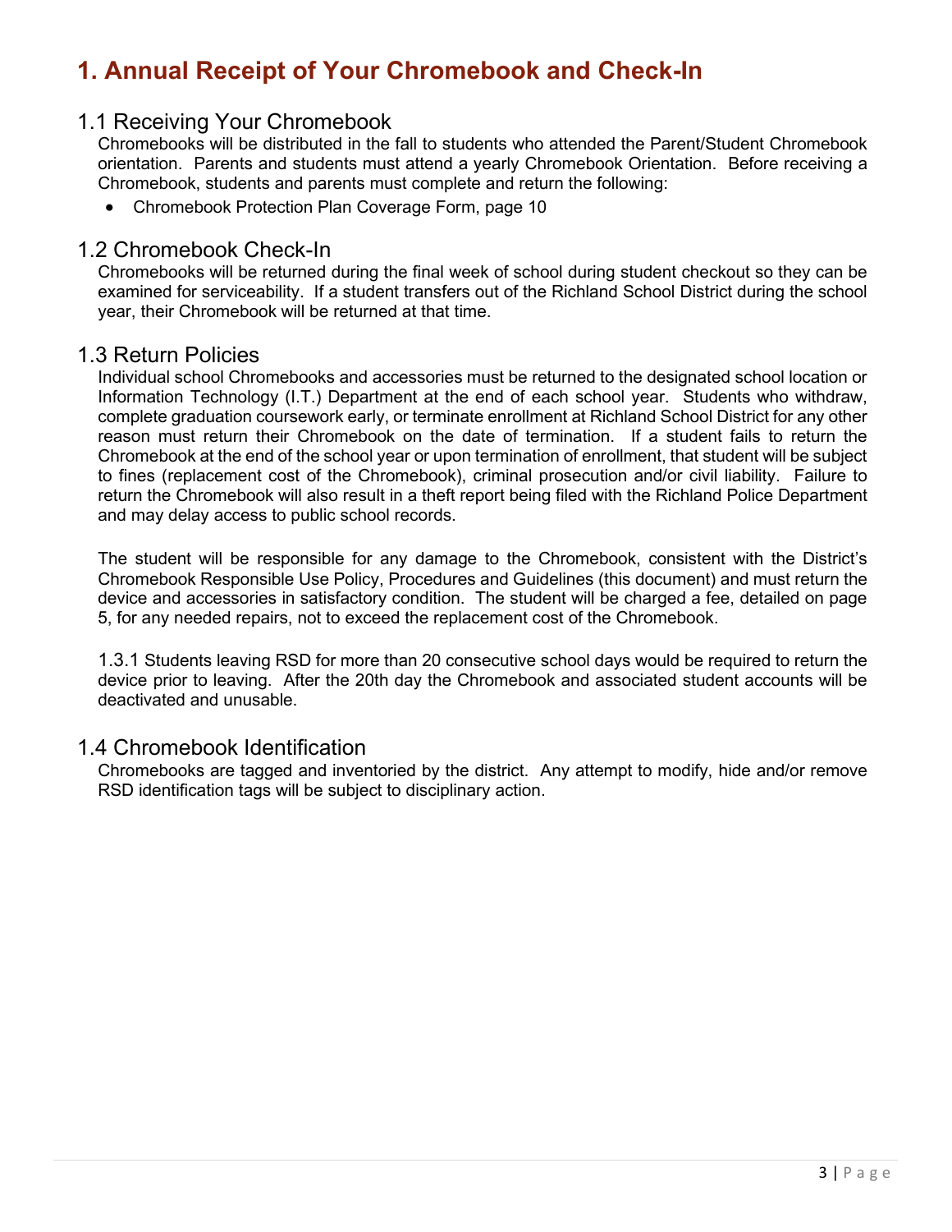# 1. Annual Receipt of Your Chromebook and Check-In

## 1.1 Receiving Your Chromebook

Chromebooks will be distributed in the fall to students who attended the Parent/Student Chromebook orientation. Parents and students must attend a yearly Chromebook Orientation. Before receiving a Chromebook, students and parents must complete and return the following:

- Chromebook Protection Plan Coverage Form, page 10

## 1.2 Chromebook Check-In

Chromebooks will be returned during the final week of school during student checkout so they can be examined for serviceability. If a student transfers out of the Richland School District during the school year, their Chromebook will be returned at that time.

## 1.3 Return Policies

Individual school Chromebooks and accessories must be returned to the designated school location or Information Technology (I.T.) Department at the end of each school year. Students who withdraw, complete graduation coursework early, or terminate enrollment at Richland School District for any other reason must return their Chromebook on the date of termination. If a student fails to return the Chromebook at the end of the school year or upon termination of enrollment, that student will be subject to fines (replacement cost of the Chromebook), criminal prosecution and/or civil liability. Failure to return the Chromebook will also result in a theft report being filed with the Richland Police Department and may delay access to public school records.

The student will be responsible for any damage to the Chromebook, consistent with the District's Chromebook Responsible Use Policy, Procedures and Guidelines (this document) and must return the device and accessories in satisfactory condition. The student will be charged a fee, detailed on page 5, for any needed repairs, not to exceed the replacement cost of the Chromebook.

1.3.1 Students leaving RSD for more than 20 consecutive school days would be required to return the device prior to leaving. After the 20th day the Chromebook and associated student accounts will be deactivated and unusable.

## 1.4 Chromebook Identification

Chromebooks are tagged and inventoried by the district. Any attempt to modify, hide and/or remove RSD identification tags will be subject to disciplinary action.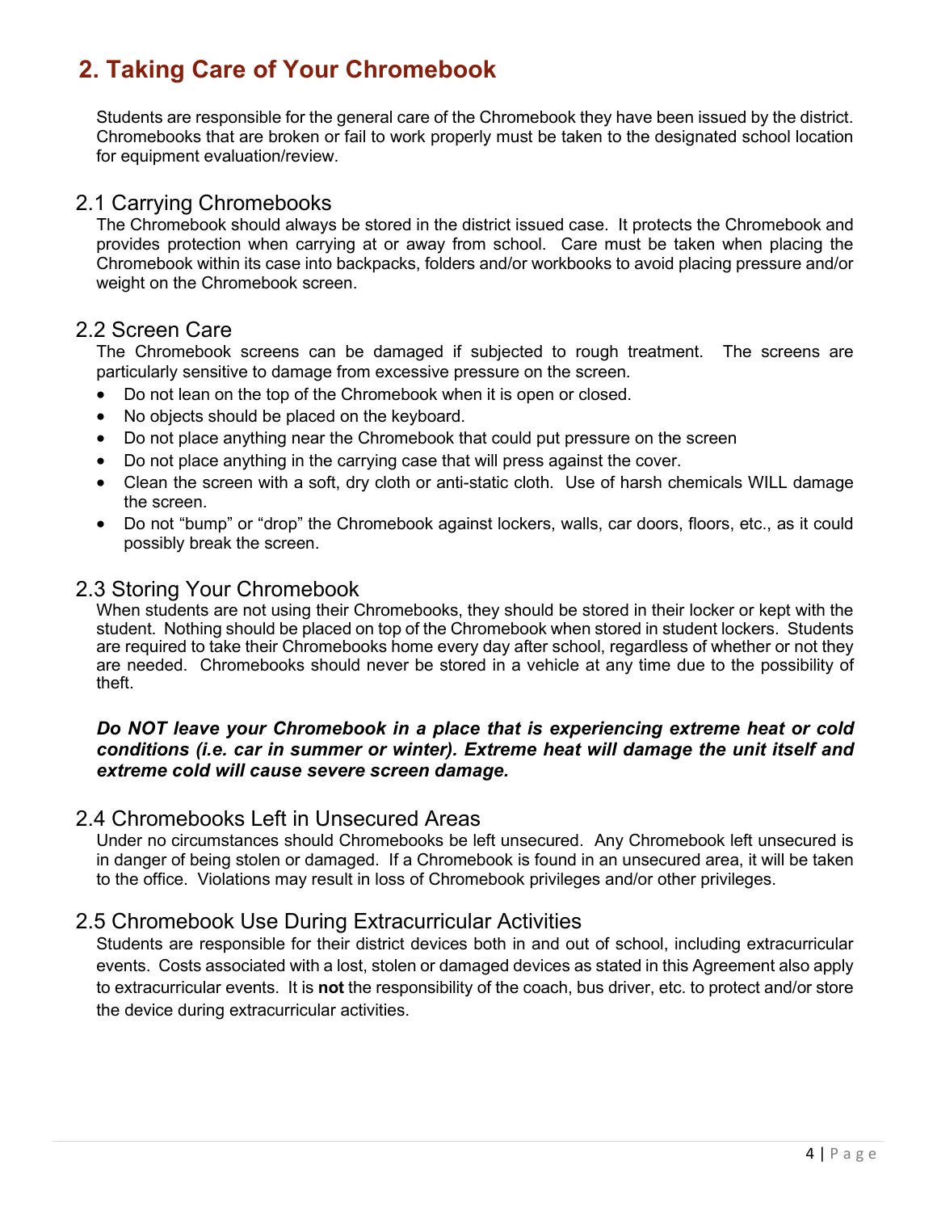# 2. Taking Care of Your Chromebook

Students are responsible for the general care of the Chromebook they have been issued by the district. Chromebooks that are broken or fail to work properly must be taken to the designated school location for equipment evaluation/review.

## 2.1 Carrying Chromebooks

The Chromebook should always be stored in the district issued case. It protects the Chromebook and provides protection when carrying at or away from school. Care must be taken when placing the Chromebook within its case into backpacks, folders and/or workbooks to avoid placing pressure and/or weight on the Chromebook screen.

## 2.2 Screen Care

The Chromebook screens can be damaged if subjected to rough treatment. The screens are particularly sensitive to damage from excessive pressure on the screen.

- Do not lean on the top of the Chromebook when it is open or closed.
- No objects should be placed on the keyboard.
- Do not place anything near the Chromebook that could put pressure on the screen
- Do not place anything in the carrying case that will press against the cover.
- Clean the screen with a soft, dry cloth or anti-static cloth. Use of harsh chemicals WILL damage the screen.
- Do not "bump" or "drop" the Chromebook against lockers, walls, car doors, floors, etc., as it could possibly break the screen.

## 2.3 Storing Your Chromebook

When students are not using their Chromebooks, they should be stored in their locker or kept with the student. Nothing should be placed on top of the Chromebook when stored in student lockers. Students are required to take their Chromebooks home every day after school, regardless of whether or not they are needed. Chromebooks should never be stored in a vehicle at any time due to the possibility of theft.

***Do NOT leave your Chromebook in a place that is experiencing extreme heat or cold conditions (i.e. car in summer or winter). Extreme heat will damage the unit itself and extreme cold will cause severe screen damage.***

## 2.4 Chromebooks Left in Unsecured Areas

Under no circumstances should Chromebooks be left unsecured. Any Chromebook left unsecured is in danger of being stolen or damaged. If a Chromebook is found in an unsecured area, it will be taken to the office. Violations may result in loss of Chromebook privileges and/or other privileges.

## 2.5 Chromebook Use During Extracurricular Activities

Students are responsible for their district devices both in and out of school, including extracurricular events. Costs associated with a lost, stolen or damaged devices as stated in this Agreement also apply to extracurricular events. It is **not** the responsibility of the coach, bus driver, etc. to protect and/or store the device during extracurricular activities.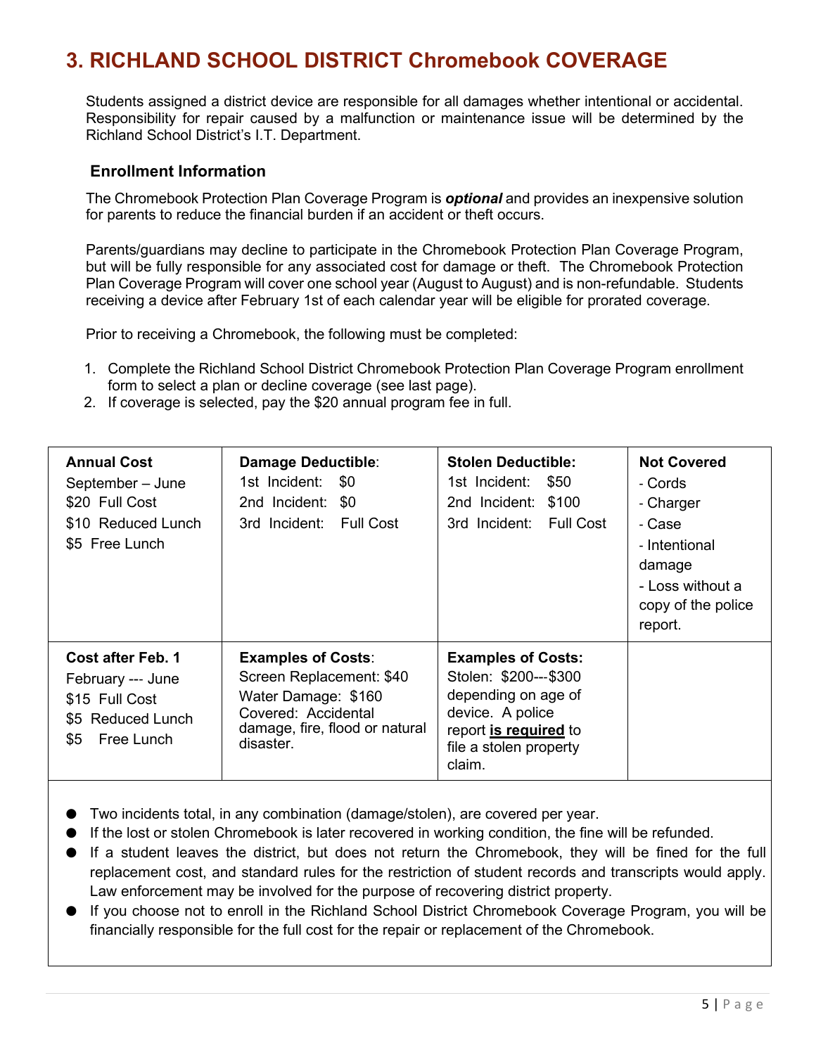## 3. RICHLAND SCHOOL DISTRICT Chromebook COVERAGE

Students assigned a district device are responsible for all damages whether intentional or accidental. Responsibility for repair caused by a malfunction or maintenance issue will be determined by the Richland School District's I.T. Department.

### Enrollment Information

The Chromebook Protection Plan Coverage Program is ***optional*** and provides an inexpensive solution for parents to reduce the financial burden if an accident or theft occurs.

Parents/guardians may decline to participate in the Chromebook Protection Plan Coverage Program, but will be fully responsible for any associated cost for damage or theft. The Chromebook Protection Plan Coverage Program will cover one school year (August to August) and is non-refundable. Students receiving a device after February 1st of each calendar year will be eligible for prorated coverage.

Prior to receiving a Chromebook, the following must be completed:

1. Complete the Richland School District Chromebook Protection Plan Coverage Program enrollment form to select a plan or decline coverage (see last page).
2. If coverage is selected, pay the $20 annual program fee in full.

| **Annual Cost**<br>September – June<br>$20 Full Cost<br>$10 Reduced Lunch<br>$5 Free Lunch | **Damage Deductible**:<br>1st Incident: $0<br>2nd Incident: $0<br>3rd Incident: Full Cost | **Stolen Deductible:**<br>1st Incident: $50<br>2nd Incident: $100<br>3rd Incident: Full Cost | **Not Covered**<br>- Cords<br>- Charger<br>- Case<br>- Intentional damage<br>- Loss without a copy of the police report. |
|---|---|---|---|
| **Cost after Feb. 1**<br>February --- June<br>$15 Full Cost<br>$5 Reduced Lunch<br>$5 Free Lunch | **Examples of Costs**:<br>Screen Replacement: $40<br>Water Damage: $160<br>Covered: Accidental damage, fire, flood or natural disaster. | **Examples of Costs:**<br>Stolen: $200---$300 depending on age of device. A police report **is required** to file a stolen property claim. | |

- Two incidents total, in any combination (damage/stolen), are covered per year.
- If the lost or stolen Chromebook is later recovered in working condition, the fine will be refunded.
- If a student leaves the district, but does not return the Chromebook, they will be fined for the full replacement cost, and standard rules for the restriction of student records and transcripts would apply. Law enforcement may be involved for the purpose of recovering district property.
- If you choose not to enroll in the Richland School District Chromebook Coverage Program, you will be financially responsible for the full cost for the repair or replacement of the Chromebook.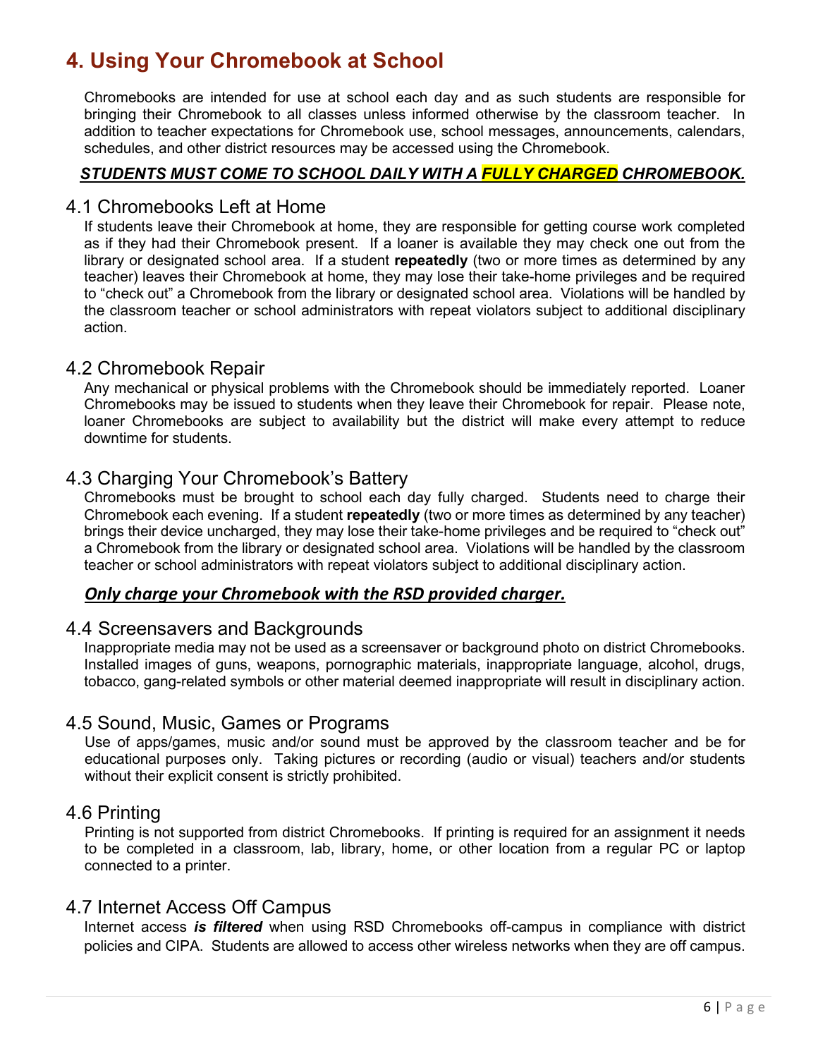# 4. Using Your Chromebook at School

Chromebooks are intended for use at school each day and as such students are responsible for bringing their Chromebook to all classes unless informed otherwise by the classroom teacher. In addition to teacher expectations for Chromebook use, school messages, announcements, calendars, schedules, and other district resources may be accessed using the Chromebook.

***STUDENTS MUST COME TO SCHOOL DAILY WITH A FULLY CHARGED CHROMEBOOK.***

## 4.1 Chromebooks Left at Home

If students leave their Chromebook at home, they are responsible for getting course work completed as if they had their Chromebook present. If a loaner is available they may check one out from the library or designated school area. If a student **repeatedly** (two or more times as determined by any teacher) leaves their Chromebook at home, they may lose their take-home privileges and be required to "check out" a Chromebook from the library or designated school area. Violations will be handled by the classroom teacher or school administrators with repeat violators subject to additional disciplinary action.

## 4.2 Chromebook Repair

Any mechanical or physical problems with the Chromebook should be immediately reported. Loaner Chromebooks may be issued to students when they leave their Chromebook for repair. Please note, loaner Chromebooks are subject to availability but the district will make every attempt to reduce downtime for students.

## 4.3 Charging Your Chromebook's Battery

Chromebooks must be brought to school each day fully charged. Students need to charge their Chromebook each evening. If a student **repeatedly** (two or more times as determined by any teacher) brings their device uncharged, they may lose their take-home privileges and be required to "check out" a Chromebook from the library or designated school area. Violations will be handled by the classroom teacher or school administrators with repeat violators subject to additional disciplinary action.

***Only charge your Chromebook with the RSD provided charger.***

## 4.4 Screensavers and Backgrounds

Inappropriate media may not be used as a screensaver or background photo on district Chromebooks. Installed images of guns, weapons, pornographic materials, inappropriate language, alcohol, drugs, tobacco, gang-related symbols or other material deemed inappropriate will result in disciplinary action.

## 4.5 Sound, Music, Games or Programs

Use of apps/games, music and/or sound must be approved by the classroom teacher and be for educational purposes only. Taking pictures or recording (audio or visual) teachers and/or students without their explicit consent is strictly prohibited.

## 4.6 Printing

Printing is not supported from district Chromebooks. If printing is required for an assignment it needs to be completed in a classroom, lab, library, home, or other location from a regular PC or laptop connected to a printer.

## 4.7 Internet Access Off Campus

Internet access ***is filtered*** when using RSD Chromebooks off-campus in compliance with district policies and CIPA. Students are allowed to access other wireless networks when they are off campus.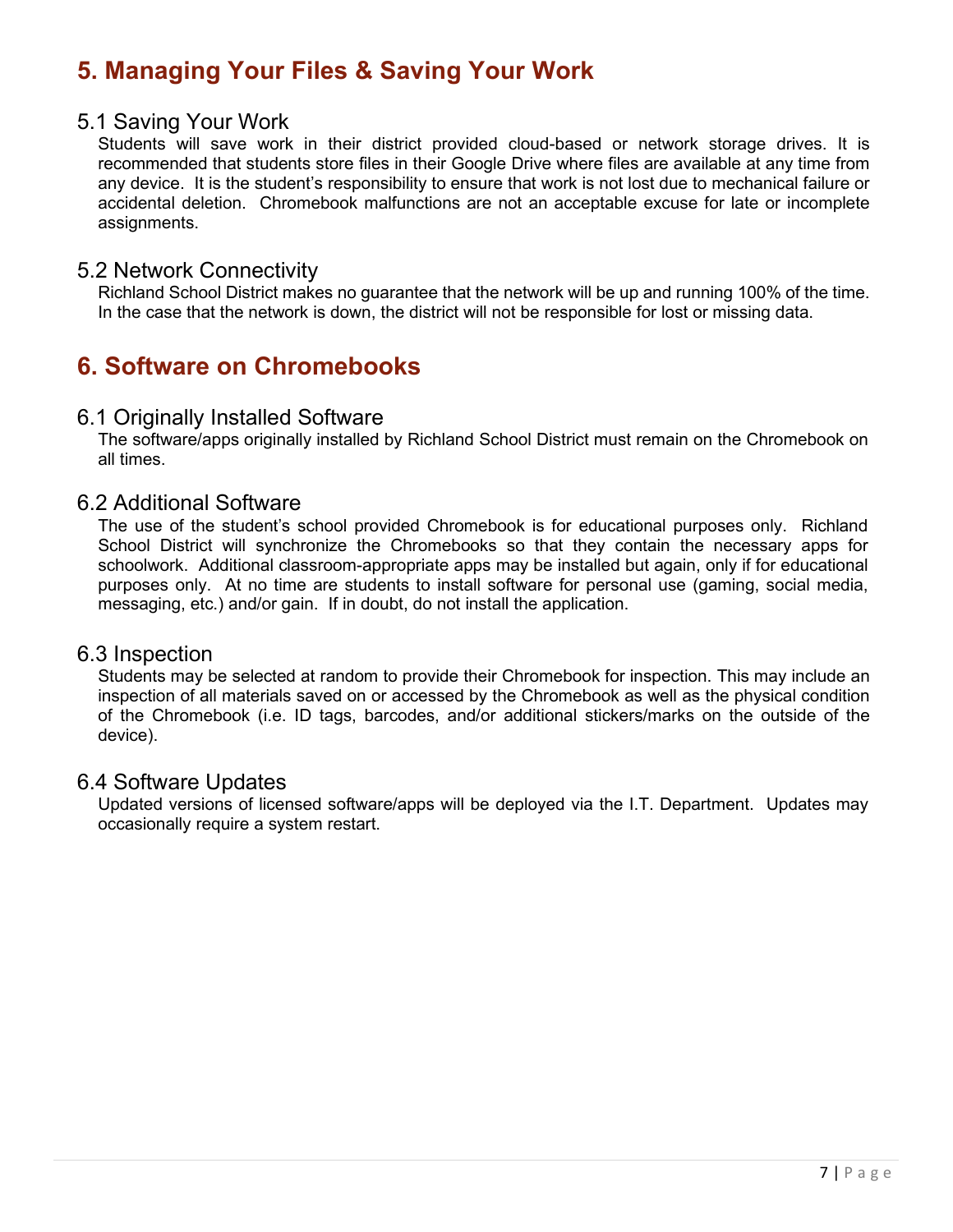## 5. Managing Your Files & Saving Your Work

### 5.1 Saving Your Work

Students will save work in their district provided cloud-based or network storage drives. It is recommended that students store files in their Google Drive where files are available at any time from any device. It is the student's responsibility to ensure that work is not lost due to mechanical failure or accidental deletion. Chromebook malfunctions are not an acceptable excuse for late or incomplete assignments.

### 5.2 Network Connectivity

Richland School District makes no guarantee that the network will be up and running 100% of the time. In the case that the network is down, the district will not be responsible for lost or missing data.

## 6. Software on Chromebooks

### 6.1 Originally Installed Software

The software/apps originally installed by Richland School District must remain on the Chromebook on all times.

### 6.2 Additional Software

The use of the student's school provided Chromebook is for educational purposes only. Richland School District will synchronize the Chromebooks so that they contain the necessary apps for schoolwork. Additional classroom-appropriate apps may be installed but again, only if for educational purposes only. At no time are students to install software for personal use (gaming, social media, messaging, etc.) and/or gain. If in doubt, do not install the application.

### 6.3 Inspection

Students may be selected at random to provide their Chromebook for inspection. This may include an inspection of all materials saved on or accessed by the Chromebook as well as the physical condition of the Chromebook (i.e. ID tags, barcodes, and/or additional stickers/marks on the outside of the device).

### 6.4 Software Updates

Updated versions of licensed software/apps will be deployed via the I.T. Department. Updates may occasionally require a system restart.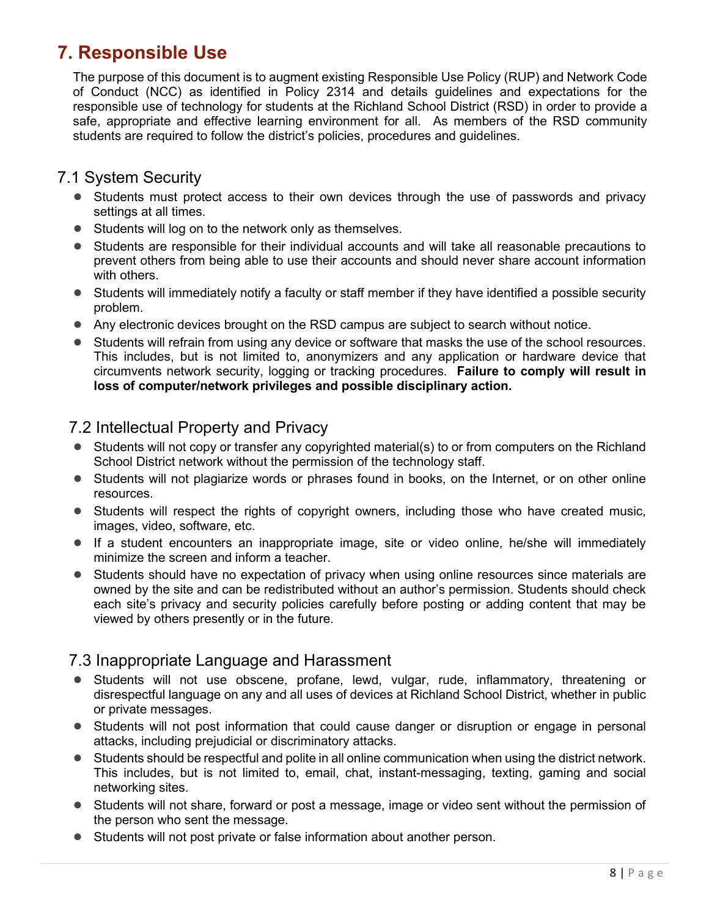# 7. Responsible Use

The purpose of this document is to augment existing Responsible Use Policy (RUP) and Network Code of Conduct (NCC) as identified in Policy 2314 and details guidelines and expectations for the responsible use of technology for students at the Richland School District (RSD) in order to provide a safe, appropriate and effective learning environment for all. As members of the RSD community students are required to follow the district's policies, procedures and guidelines.

## 7.1 System Security

- Students must protect access to their own devices through the use of passwords and privacy settings at all times.
- Students will log on to the network only as themselves.
- Students are responsible for their individual accounts and will take all reasonable precautions to prevent others from being able to use their accounts and should never share account information with others.
- Students will immediately notify a faculty or staff member if they have identified a possible security problem.
- Any electronic devices brought on the RSD campus are subject to search without notice.
- Students will refrain from using any device or software that masks the use of the school resources. This includes, but is not limited to, anonymizers and any application or hardware device that circumvents network security, logging or tracking procedures. **Failure to comply will result in loss of computer/network privileges and possible disciplinary action.**

## 7.2 Intellectual Property and Privacy

- Students will not copy or transfer any copyrighted material(s) to or from computers on the Richland School District network without the permission of the technology staff.
- Students will not plagiarize words or phrases found in books, on the Internet, or on other online resources.
- Students will respect the rights of copyright owners, including those who have created music, images, video, software, etc.
- If a student encounters an inappropriate image, site or video online, he/she will immediately minimize the screen and inform a teacher.
- Students should have no expectation of privacy when using online resources since materials are owned by the site and can be redistributed without an author's permission. Students should check each site's privacy and security policies carefully before posting or adding content that may be viewed by others presently or in the future.

## 7.3 Inappropriate Language and Harassment

- Students will not use obscene, profane, lewd, vulgar, rude, inflammatory, threatening or disrespectful language on any and all uses of devices at Richland School District, whether in public or private messages.
- Students will not post information that could cause danger or disruption or engage in personal attacks, including prejudicial or discriminatory attacks.
- Students should be respectful and polite in all online communication when using the district network. This includes, but is not limited to, email, chat, instant-messaging, texting, gaming and social networking sites.
- Students will not share, forward or post a message, image or video sent without the permission of the person who sent the message.
- Students will not post private or false information about another person.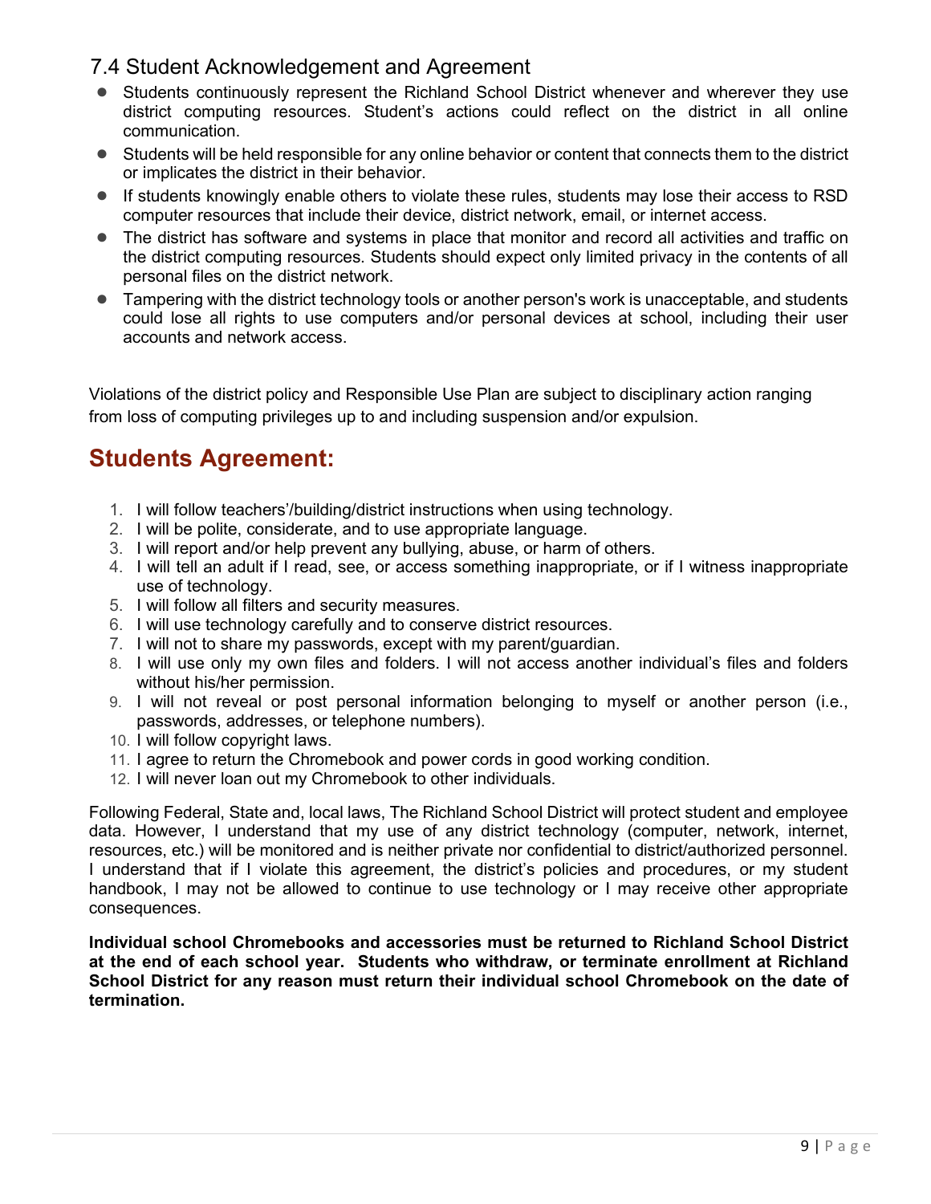## 7.4 Student Acknowledgement and Agreement

- Students continuously represent the Richland School District whenever and wherever they use district computing resources. Student's actions could reflect on the district in all online communication.
- Students will be held responsible for any online behavior or content that connects them to the district or implicates the district in their behavior.
- If students knowingly enable others to violate these rules, students may lose their access to RSD computer resources that include their device, district network, email, or internet access.
- The district has software and systems in place that monitor and record all activities and traffic on the district computing resources. Students should expect only limited privacy in the contents of all personal files on the district network.
- Tampering with the district technology tools or another person's work is unacceptable, and students could lose all rights to use computers and/or personal devices at school, including their user accounts and network access.

Violations of the district policy and Responsible Use Plan are subject to disciplinary action ranging from loss of computing privileges up to and including suspension and/or expulsion.

# Students Agreement:

1. I will follow teachers'/building/district instructions when using technology.
2. I will be polite, considerate, and to use appropriate language.
3. I will report and/or help prevent any bullying, abuse, or harm of others.
4. I will tell an adult if I read, see, or access something inappropriate, or if I witness inappropriate use of technology.
5. I will follow all filters and security measures.
6. I will use technology carefully and to conserve district resources.
7. I will not to share my passwords, except with my parent/guardian.
8. I will use only my own files and folders. I will not access another individual's files and folders without his/her permission.
9. I will not reveal or post personal information belonging to myself or another person (i.e., passwords, addresses, or telephone numbers).
10. I will follow copyright laws.
11. I agree to return the Chromebook and power cords in good working condition.
12. I will never loan out my Chromebook to other individuals.

Following Federal, State and, local laws, The Richland School District will protect student and employee data. However, I understand that my use of any district technology (computer, network, internet, resources, etc.) will be monitored and is neither private nor confidential to district/authorized personnel. I understand that if I violate this agreement, the district's policies and procedures, or my student handbook, I may not be allowed to continue to use technology or I may receive other appropriate consequences.

**Individual school Chromebooks and accessories must be returned to Richland School District at the end of each school year. Students who withdraw, or terminate enrollment at Richland School District for any reason must return their individual school Chromebook on the date of termination.**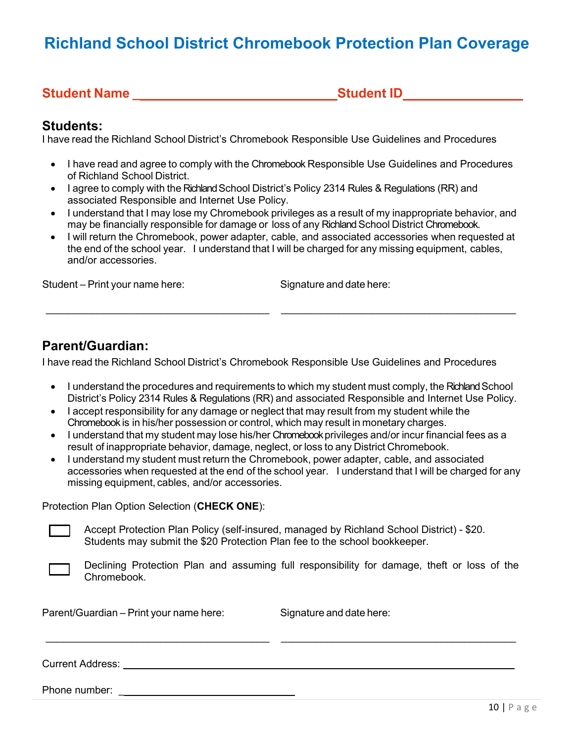# Richland School District Chromebook Protection Plan Coverage

**Student Name \_\_\_\_\_\_\_\_\_\_\_\_\_\_\_\_\_\_\_\_\_\_\_\_\_\_\_\_Student ID\_\_\_\_\_\_\_\_\_\_\_\_\_\_\_\_**

## Students:

I have read the Richland School District's Chromebook Responsible Use Guidelines and Procedures

- I have read and agree to comply with the Chromebook Responsible Use Guidelines and Procedures of Richland School District.
- I agree to comply with the Richland School District's Policy 2314 Rules & Regulations (RR) and associated Responsible and Internet Use Policy.
- I understand that I may lose my Chromebook privileges as a result of my inappropriate behavior, and may be financially responsible for damage or loss of any Richland School District Chromebook.
- I will return the Chromebook, power adapter, cable, and associated accessories when requested at the end of the school year. I understand that I will be charged for any missing equipment, cables, and/or accessories.

Student – Print your name here: \_\_\_\_\_\_\_\_\_\_\_\_\_\_\_\_\_\_\_\_\_\_\_\_\_\_\_\_\_\_\_\_\_\_\_\_\_\_

Signature and date here: \_\_\_\_\_\_\_\_\_\_\_\_\_\_\_\_\_\_\_\_\_\_\_\_\_\_\_\_\_\_\_\_\_\_\_\_\_\_

## Parent/Guardian:

I have read the Richland School District's Chromebook Responsible Use Guidelines and Procedures

- I understand the procedures and requirements to which my student must comply, the Richland School District's Policy 2314 Rules & Regulations (RR) and associated Responsible and Internet Use Policy.
- I accept responsibility for any damage or neglect that may result from my student while the Chromebook is in his/her possession or control, which may result in monetary charges.
- I understand that my student may lose his/her Chromebook privileges and/or incur financial fees as a result of inappropriate behavior, damage, neglect, or loss to any District Chromebook.
- I understand my student must return the Chromebook, power adapter, cable, and associated accessories when requested at the end of the school year. I understand that I will be charged for any missing equipment, cables, and/or accessories.

Protection Plan Option Selection (**CHECK ONE**):

☐ Accept Protection Plan Policy (self-insured, managed by Richland School District) - $20. Students may submit the $20 Protection Plan fee to the school bookkeeper.

☐ Declining Protection Plan and assuming full responsibility for damage, theft or loss of the Chromebook.

Parent/Guardian – Print your name here: \_\_\_\_\_\_\_\_\_\_\_\_\_\_\_\_\_\_\_\_\_\_\_\_\_\_\_\_\_\_\_\_\_\_\_\_\_\_

Signature and date here: \_\_\_\_\_\_\_\_\_\_\_\_\_\_\_\_\_\_\_\_\_\_\_\_\_\_\_\_\_\_\_\_\_\_\_\_\_\_

Current Address: \_\_\_\_\_\_\_\_\_\_\_\_\_\_\_\_\_\_\_\_\_\_\_\_\_\_\_\_\_\_\_\_\_\_\_\_\_\_\_\_\_\_\_\_\_\_\_\_\_\_\_\_\_\_\_\_\_\_\_\_

Phone number: \_\_\_\_\_\_\_\_\_\_\_\_\_\_\_\_\_\_\_\_\_\_\_\_\_\_\_\_\_\_